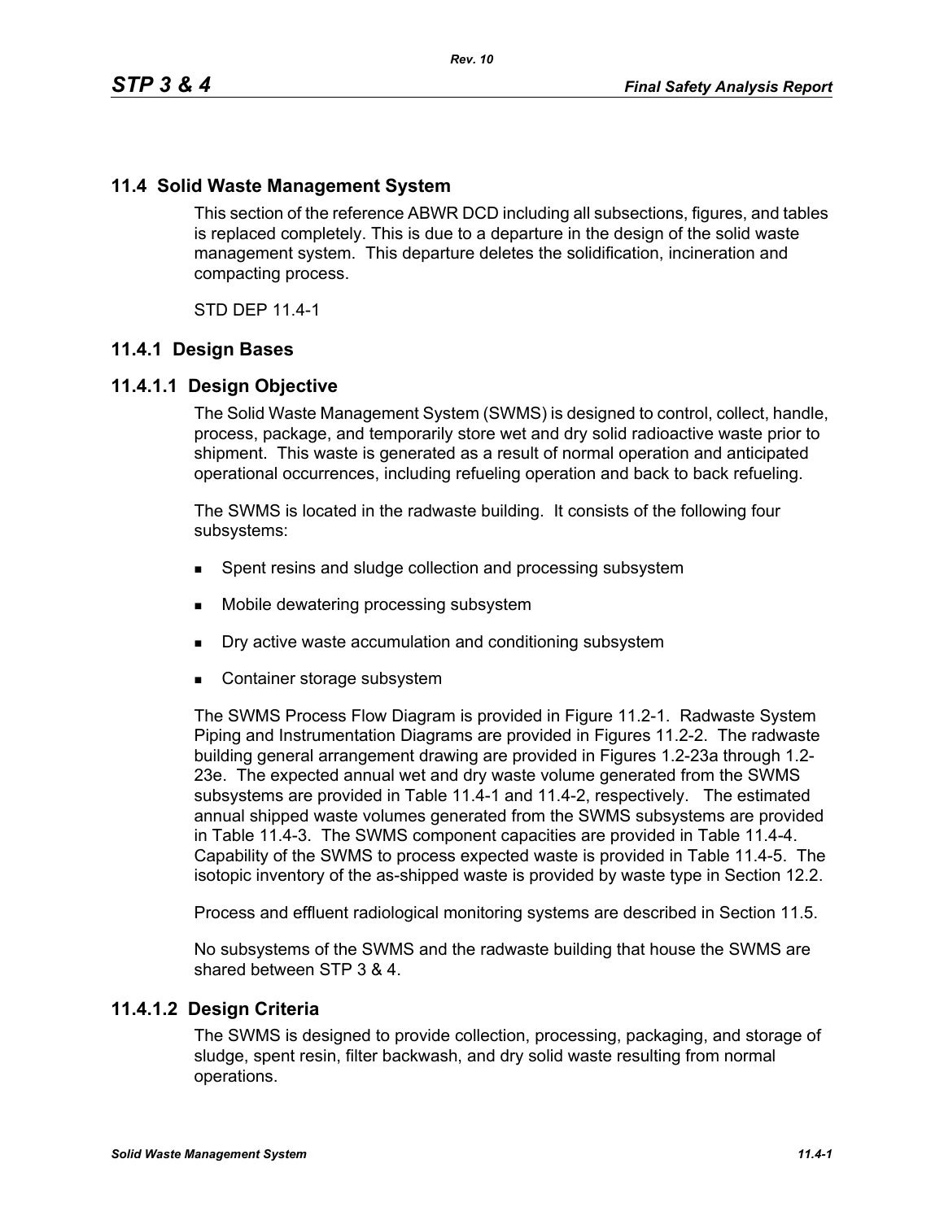## 11.4 Solid Waste Management System

This section of the reference ABWR DCD including all subsections, figures, and tables is replaced completely. This is due to a departure in the design of the solid waste management system. This departure deletes the solidification, incineration and compacting process.

STD DEP 11.4-1

### 11.4.1 Design Bases

#### 11.4.1.1 Design Objective

The Solid Waste Management System (SWMS) is designed to control, collect, handle, process, package, and temporarily store wet and dry solid radioactive waste prior to shipment. This waste is generated as a result of normal operation and anticipated operational occurrences, including refueling operation and back to back refueling.

The SWMS is located in the radwaste building. It consists of the following four subsystems:

- Spent resins and sludge collection and processing subsystem
- Mobile dewatering processing subsystem
- Dry active waste accumulation and conditioning subsystem
- Container storage subsystem

The SWMS Process Flow Diagram is provided in Figure 11.2-1. Radwaste System Piping and Instrumentation Diagrams are provided in Figures 11.2-2. The radwaste building general arrangement drawing are provided in Figures 1.2-23a through 1.2-23e. The expected annual wet and dry waste volume generated from the SWMS subsystems are provided in Table 11.4-1 and 11.4-2, respectively. The estimated annual shipped waste volumes generated from the SWMS subsystems are provided in Table 11.4-3. The SWMS component capacities are provided in Table 11.4-4. Capability of the SWMS to process expected waste is provided in Table 11.4-5. The isotopic inventory of the as-shipped waste is provided by waste type in Section 12.2.

Process and effluent radiological monitoring systems are described in Section 11.5.

No subsystems of the SWMS and the radwaste building that house the SWMS are shared between STP 3 & 4.

#### 11.4.1.2 Design Criteria

The SWMS is designed to provide collection, processing, packaging, and storage of sludge, spent resin, filter backwash, and dry solid waste resulting from normal operations.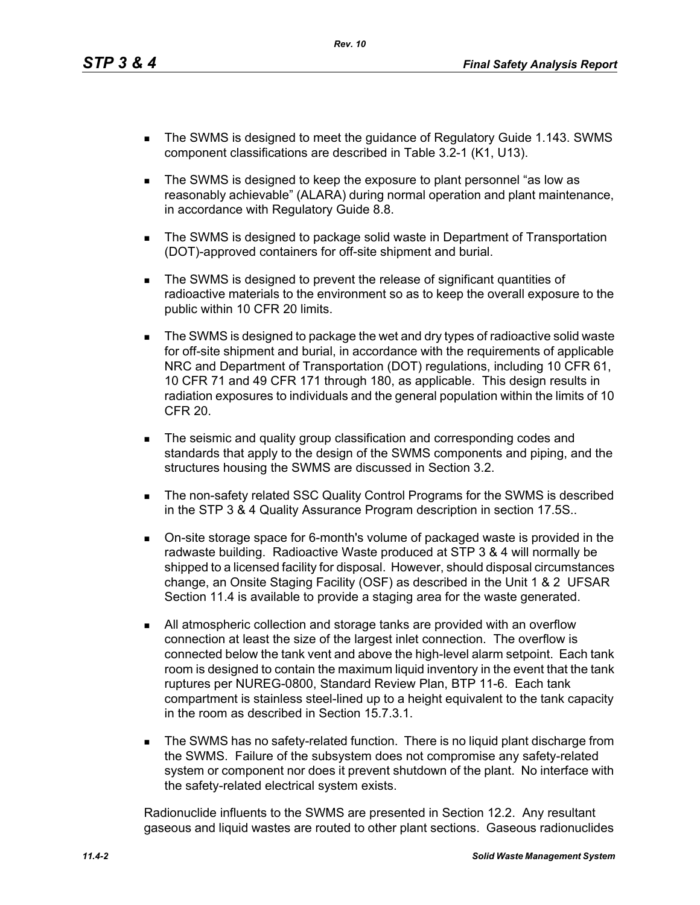- The SWMS is designed to meet the guidance of Regulatory Guide 1.143. SWMS component classifications are described in Table 3.2-1 (K1, U13).
- The SWMS is designed to keep the exposure to plant personnel "as low as reasonably achievable" (ALARA) during normal operation and plant maintenance, in accordance with Regulatory Guide 8.8.
- The SWMS is designed to package solid waste in Department of Transportation (DOT)-approved containers for off-site shipment and burial.
- The SWMS is designed to prevent the release of significant quantities of radioactive materials to the environment so as to keep the overall exposure to the public within 10 CFR 20 limits.
- The SWMS is designed to package the wet and dry types of radioactive solid waste for off-site shipment and burial, in accordance with the requirements of applicable NRC and Department of Transportation (DOT) regulations, including 10 CFR 61, 10 CFR 71 and 49 CFR 171 through 180, as applicable. This design results in radiation exposures to individuals and the general population within the limits of 10 CFR 20.
- The seismic and quality group classification and corresponding codes and standards that apply to the design of the SWMS components and piping, and the structures housing the SWMS are discussed in Section 3.2.
- The non-safety related SSC Quality Control Programs for the SWMS is described in the STP 3 & 4 Quality Assurance Program description in section 17.5S..
- On-site storage space for 6-month's volume of packaged waste is provided in the radwaste building. Radioactive Waste produced at STP 3 & 4 will normally be shipped to a licensed facility for disposal. However, should disposal circumstances change, an Onsite Staging Facility (OSF) as described in the Unit 1 & 2 UFSAR Section 11.4 is available to provide a staging area for the waste generated.
- All atmospheric collection and storage tanks are provided with an overflow connection at least the size of the largest inlet connection. The overflow is connected below the tank vent and above the high-level alarm setpoint. Each tank room is designed to contain the maximum liquid inventory in the event that the tank ruptures per NUREG-0800, Standard Review Plan, BTP 11-6. Each tank compartment is stainless steel-lined up to a height equivalent to the tank capacity in the room as described in Section 15.7.3.1.
- The SWMS has no safety-related function. There is no liquid plant discharge from the SWMS. Failure of the subsystem does not compromise any safety-related system or component nor does it prevent shutdown of the plant. No interface with the safety-related electrical system exists.

Radionuclide influents to the SWMS are presented in Section 12.2. Any resultant gaseous and liquid wastes are routed to other plant sections. Gaseous radionuclides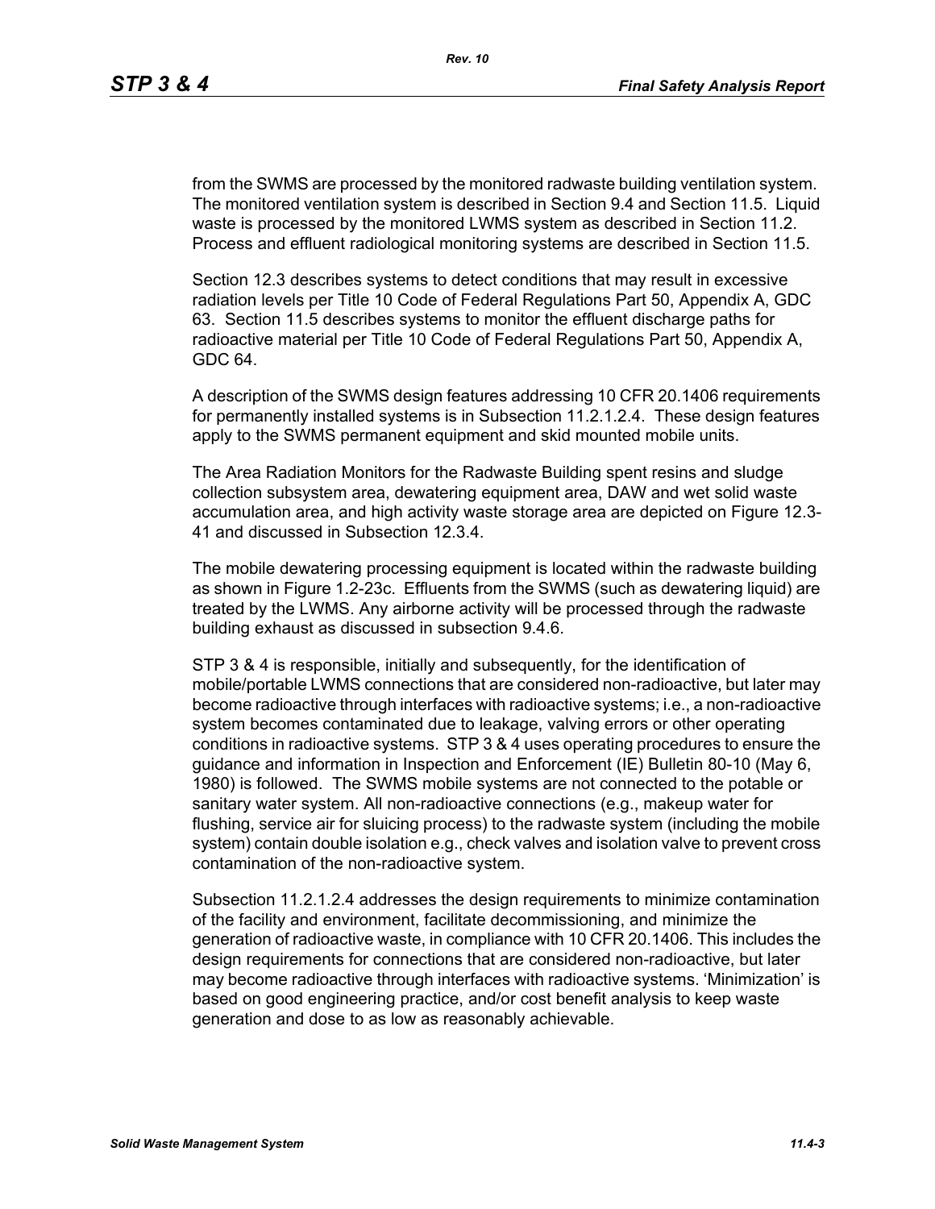from the SWMS are processed by the monitored radwaste building ventilation system. The monitored ventilation system is described in Section 9.4 and Section 11.5. Liquid waste is processed by the monitored LWMS system as described in Section 11.2. Process and effluent radiological monitoring systems are described in Section 11.5.

Section 12.3 describes systems to detect conditions that may result in excessive radiation levels per Title 10 Code of Federal Regulations Part 50, Appendix A, GDC 63. Section 11.5 describes systems to monitor the effluent discharge paths for radioactive material per Title 10 Code of Federal Regulations Part 50, Appendix A, GDC 64.

A description of the SWMS design features addressing 10 CFR 20.1406 requirements for permanently installed systems is in Subsection 11.2.1.2.4. These design features apply to the SWMS permanent equipment and skid mounted mobile units.

The Area Radiation Monitors for the Radwaste Building spent resins and sludge collection subsystem area, dewatering equipment area, DAW and wet solid waste accumulation area, and high activity waste storage area are depicted on Figure 12.3-41 and discussed in Subsection 12.3.4.

The mobile dewatering processing equipment is located within the radwaste building as shown in Figure 1.2-23c. Effluents from the SWMS (such as dewatering liquid) are treated by the LWMS. Any airborne activity will be processed through the radwaste building exhaust as discussed in subsection 9.4.6.

STP 3 & 4 is responsible, initially and subsequently, for the identification of mobile/portable LWMS connections that are considered non-radioactive, but later may become radioactive through interfaces with radioactive systems; i.e., a non-radioactive system becomes contaminated due to leakage, valving errors or other operating conditions in radioactive systems. STP 3 & 4 uses operating procedures to ensure the guidance and information in Inspection and Enforcement (IE) Bulletin 80-10 (May 6, 1980) is followed. The SWMS mobile systems are not connected to the potable or sanitary water system. All non-radioactive connections (e.g., makeup water for flushing, service air for sluicing process) to the radwaste system (including the mobile system) contain double isolation e.g., check valves and isolation valve to prevent cross contamination of the non-radioactive system.

Subsection 11.2.1.2.4 addresses the design requirements to minimize contamination of the facility and environment, facilitate decommissioning, and minimize the generation of radioactive waste, in compliance with 10 CFR 20.1406. This includes the design requirements for connections that are considered non-radioactive, but later may become radioactive through interfaces with radioactive systems. 'Minimization' is based on good engineering practice, and/or cost benefit analysis to keep waste generation and dose to as low as reasonably achievable.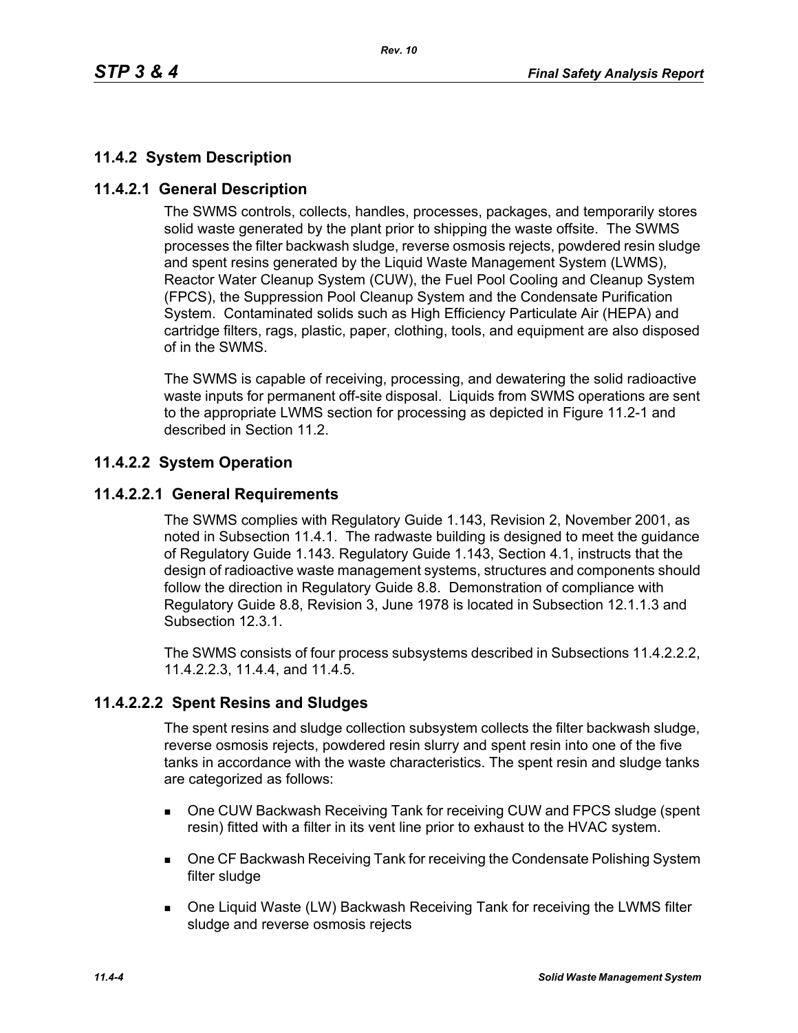## 11.4.2 System Description

### 11.4.2.1 General Description

The SWMS controls, collects, handles, processes, packages, and temporarily stores solid waste generated by the plant prior to shipping the waste offsite. The SWMS processes the filter backwash sludge, reverse osmosis rejects, powdered resin sludge and spent resins generated by the Liquid Waste Management System (LWMS), Reactor Water Cleanup System (CUW), the Fuel Pool Cooling and Cleanup System (FPCS), the Suppression Pool Cleanup System and the Condensate Purification System. Contaminated solids such as High Efficiency Particulate Air (HEPA) and cartridge filters, rags, plastic, paper, clothing, tools, and equipment are also disposed of in the SWMS.

The SWMS is capable of receiving, processing, and dewatering the solid radioactive waste inputs for permanent off-site disposal. Liquids from SWMS operations are sent to the appropriate LWMS section for processing as depicted in Figure 11.2-1 and described in Section 11.2.

### 11.4.2.2 System Operation

#### 11.4.2.2.1 General Requirements

The SWMS complies with Regulatory Guide 1.143, Revision 2, November 2001, as noted in Subsection 11.4.1. The radwaste building is designed to meet the guidance of Regulatory Guide 1.143. Regulatory Guide 1.143, Section 4.1, instructs that the design of radioactive waste management systems, structures and components should follow the direction in Regulatory Guide 8.8. Demonstration of compliance with Regulatory Guide 8.8, Revision 3, June 1978 is located in Subsection 12.1.1.3 and Subsection 12.3.1.

The SWMS consists of four process subsystems described in Subsections 11.4.2.2.2, 11.4.2.2.3, 11.4.4, and 11.4.5.

#### 11.4.2.2.2 Spent Resins and Sludges

The spent resins and sludge collection subsystem collects the filter backwash sludge, reverse osmosis rejects, powdered resin slurry and spent resin into one of the five tanks in accordance with the waste characteristics. The spent resin and sludge tanks are categorized as follows:

- One CUW Backwash Receiving Tank for receiving CUW and FPCS sludge (spent resin) fitted with a filter in its vent line prior to exhaust to the HVAC system.
- One CF Backwash Receiving Tank for receiving the Condensate Polishing System filter sludge
- One Liquid Waste (LW) Backwash Receiving Tank for receiving the LWMS filter sludge and reverse osmosis rejects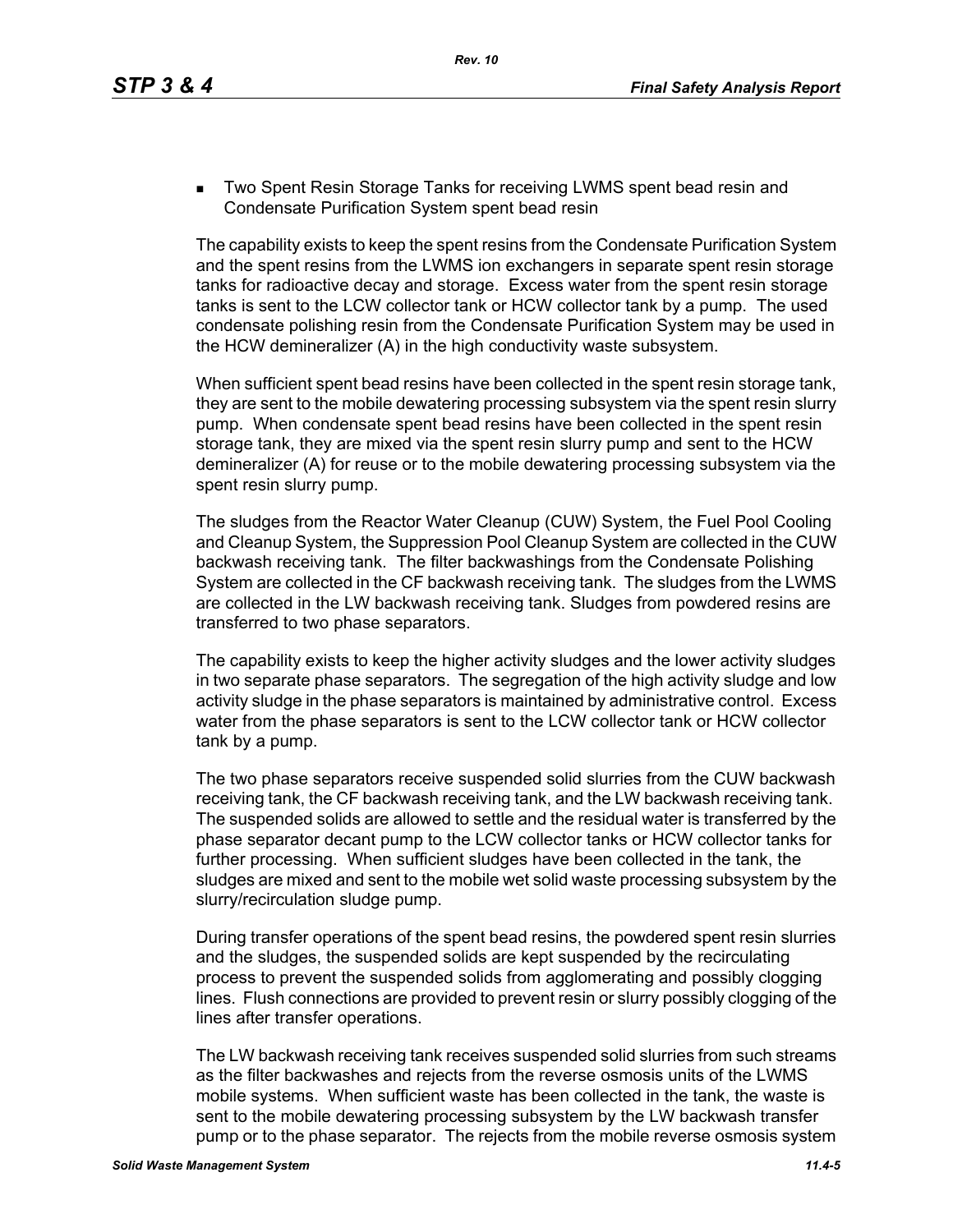- Two Spent Resin Storage Tanks for receiving LWMS spent bead resin and Condensate Purification System spent bead resin

The capability exists to keep the spent resins from the Condensate Purification System and the spent resins from the LWMS ion exchangers in separate spent resin storage tanks for radioactive decay and storage. Excess water from the spent resin storage tanks is sent to the LCW collector tank or HCW collector tank by a pump. The used condensate polishing resin from the Condensate Purification System may be used in the HCW demineralizer (A) in the high conductivity waste subsystem.

When sufficient spent bead resins have been collected in the spent resin storage tank, they are sent to the mobile dewatering processing subsystem via the spent resin slurry pump. When condensate spent bead resins have been collected in the spent resin storage tank, they are mixed via the spent resin slurry pump and sent to the HCW demineralizer (A) for reuse or to the mobile dewatering processing subsystem via the spent resin slurry pump.

The sludges from the Reactor Water Cleanup (CUW) System, the Fuel Pool Cooling and Cleanup System, the Suppression Pool Cleanup System are collected in the CUW backwash receiving tank. The filter backwashings from the Condensate Polishing System are collected in the CF backwash receiving tank. The sludges from the LWMS are collected in the LW backwash receiving tank. Sludges from powdered resins are transferred to two phase separators.

The capability exists to keep the higher activity sludges and the lower activity sludges in two separate phase separators. The segregation of the high activity sludge and low activity sludge in the phase separators is maintained by administrative control. Excess water from the phase separators is sent to the LCW collector tank or HCW collector tank by a pump.

The two phase separators receive suspended solid slurries from the CUW backwash receiving tank, the CF backwash receiving tank, and the LW backwash receiving tank. The suspended solids are allowed to settle and the residual water is transferred by the phase separator decant pump to the LCW collector tanks or HCW collector tanks for further processing. When sufficient sludges have been collected in the tank, the sludges are mixed and sent to the mobile wet solid waste processing subsystem by the slurry/recirculation sludge pump.

During transfer operations of the spent bead resins, the powdered spent resin slurries and the sludges, the suspended solids are kept suspended by the recirculating process to prevent the suspended solids from agglomerating and possibly clogging lines. Flush connections are provided to prevent resin or slurry possibly clogging of the lines after transfer operations.

The LW backwash receiving tank receives suspended solid slurries from such streams as the filter backwashes and rejects from the reverse osmosis units of the LWMS mobile systems. When sufficient waste has been collected in the tank, the waste is sent to the mobile dewatering processing subsystem by the LW backwash transfer pump or to the phase separator. The rejects from the mobile reverse osmosis system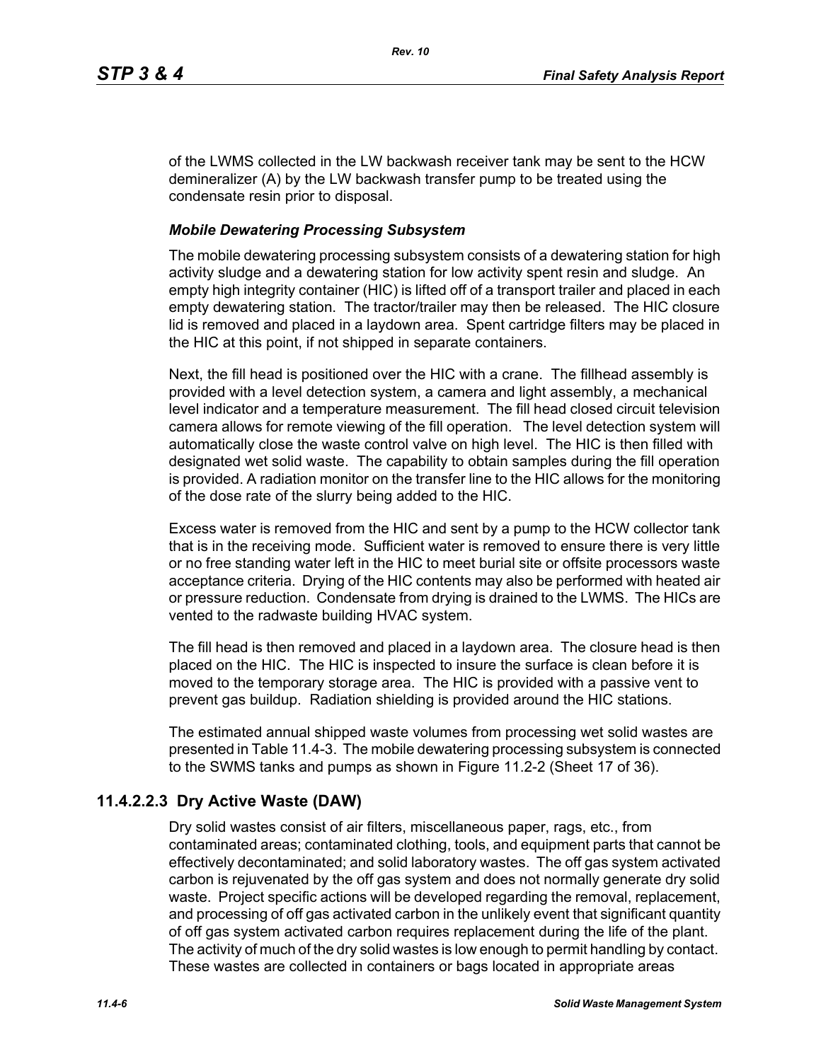of the LWMS collected in the LW backwash receiver tank may be sent to the HCW demineralizer (A) by the LW backwash transfer pump to be treated using the condensate resin prior to disposal.

***Mobile Dewatering Processing Subsystem***

The mobile dewatering processing subsystem consists of a dewatering station for high activity sludge and a dewatering station for low activity spent resin and sludge. An empty high integrity container (HIC) is lifted off of a transport trailer and placed in each empty dewatering station. The tractor/trailer may then be released. The HIC closure lid is removed and placed in a laydown area. Spent cartridge filters may be placed in the HIC at this point, if not shipped in separate containers.

Next, the fill head is positioned over the HIC with a crane. The fillhead assembly is provided with a level detection system, a camera and light assembly, a mechanical level indicator and a temperature measurement. The fill head closed circuit television camera allows for remote viewing of the fill operation. The level detection system will automatically close the waste control valve on high level. The HIC is then filled with designated wet solid waste. The capability to obtain samples during the fill operation is provided. A radiation monitor on the transfer line to the HIC allows for the monitoring of the dose rate of the slurry being added to the HIC.

Excess water is removed from the HIC and sent by a pump to the HCW collector tank that is in the receiving mode. Sufficient water is removed to ensure there is very little or no free standing water left in the HIC to meet burial site or offsite processors waste acceptance criteria. Drying of the HIC contents may also be performed with heated air or pressure reduction. Condensate from drying is drained to the LWMS. The HICs are vented to the radwaste building HVAC system.

The fill head is then removed and placed in a laydown area. The closure head is then placed on the HIC. The HIC is inspected to insure the surface is clean before it is moved to the temporary storage area. The HIC is provided with a passive vent to prevent gas buildup. Radiation shielding is provided around the HIC stations.

The estimated annual shipped waste volumes from processing wet solid wastes are presented in Table 11.4-3. The mobile dewatering processing subsystem is connected to the SWMS tanks and pumps as shown in Figure 11.2-2 (Sheet 17 of 36).

## 11.4.2.2.3 Dry Active Waste (DAW)

Dry solid wastes consist of air filters, miscellaneous paper, rags, etc., from contaminated areas; contaminated clothing, tools, and equipment parts that cannot be effectively decontaminated; and solid laboratory wastes. The off gas system activated carbon is rejuvenated by the off gas system and does not normally generate dry solid waste. Project specific actions will be developed regarding the removal, replacement, and processing of off gas activated carbon in the unlikely event that significant quantity of off gas system activated carbon requires replacement during the life of the plant. The activity of much of the dry solid wastes is low enough to permit handling by contact. These wastes are collected in containers or bags located in appropriate areas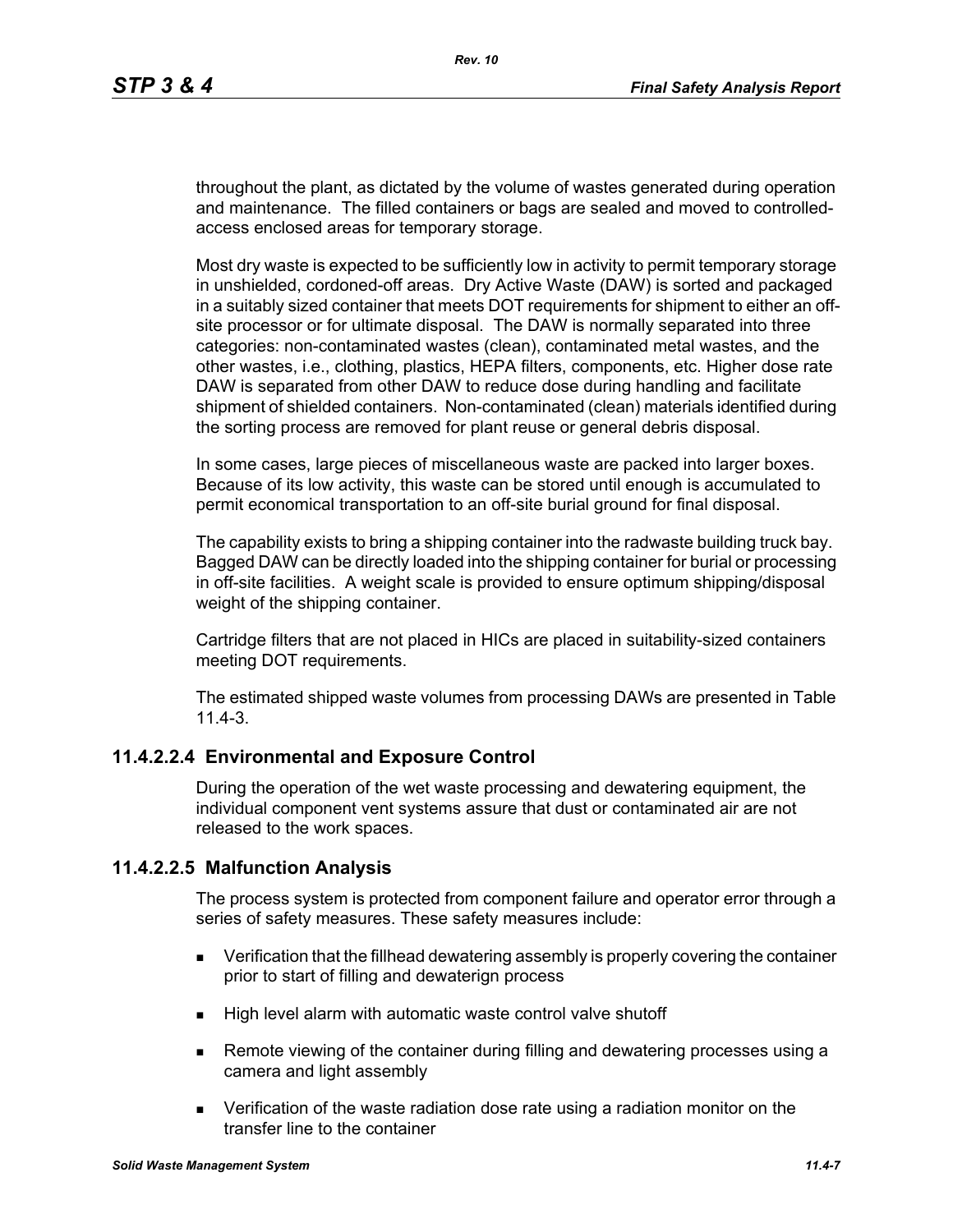throughout the plant, as dictated by the volume of wastes generated during operation and maintenance. The filled containers or bags are sealed and moved to controlled-access enclosed areas for temporary storage.

Most dry waste is expected to be sufficiently low in activity to permit temporary storage in unshielded, cordoned-off areas. Dry Active Waste (DAW) is sorted and packaged in a suitably sized container that meets DOT requirements for shipment to either an off-site processor or for ultimate disposal. The DAW is normally separated into three categories: non-contaminated wastes (clean), contaminated metal wastes, and the other wastes, i.e., clothing, plastics, HEPA filters, components, etc. Higher dose rate DAW is separated from other DAW to reduce dose during handling and facilitate shipment of shielded containers. Non-contaminated (clean) materials identified during the sorting process are removed for plant reuse or general debris disposal.

In some cases, large pieces of miscellaneous waste are packed into larger boxes. Because of its low activity, this waste can be stored until enough is accumulated to permit economical transportation to an off-site burial ground for final disposal.

The capability exists to bring a shipping container into the radwaste building truck bay. Bagged DAW can be directly loaded into the shipping container for burial or processing in off-site facilities. A weight scale is provided to ensure optimum shipping/disposal weight of the shipping container.

Cartridge filters that are not placed in HICs are placed in suitability-sized containers meeting DOT requirements.

The estimated shipped waste volumes from processing DAWs are presented in Table 11.4-3.

### 11.4.2.2.4 Environmental and Exposure Control

During the operation of the wet waste processing and dewatering equipment, the individual component vent systems assure that dust or contaminated air are not released to the work spaces.

### 11.4.2.2.5 Malfunction Analysis

The process system is protected from component failure and operator error through a series of safety measures. These safety measures include:

- Verification that the fillhead dewatering assembly is properly covering the container prior to start of filling and dewaterign process
- High level alarm with automatic waste control valve shutoff
- Remote viewing of the container during filling and dewatering processes using a camera and light assembly
- Verification of the waste radiation dose rate using a radiation monitor on the transfer line to the container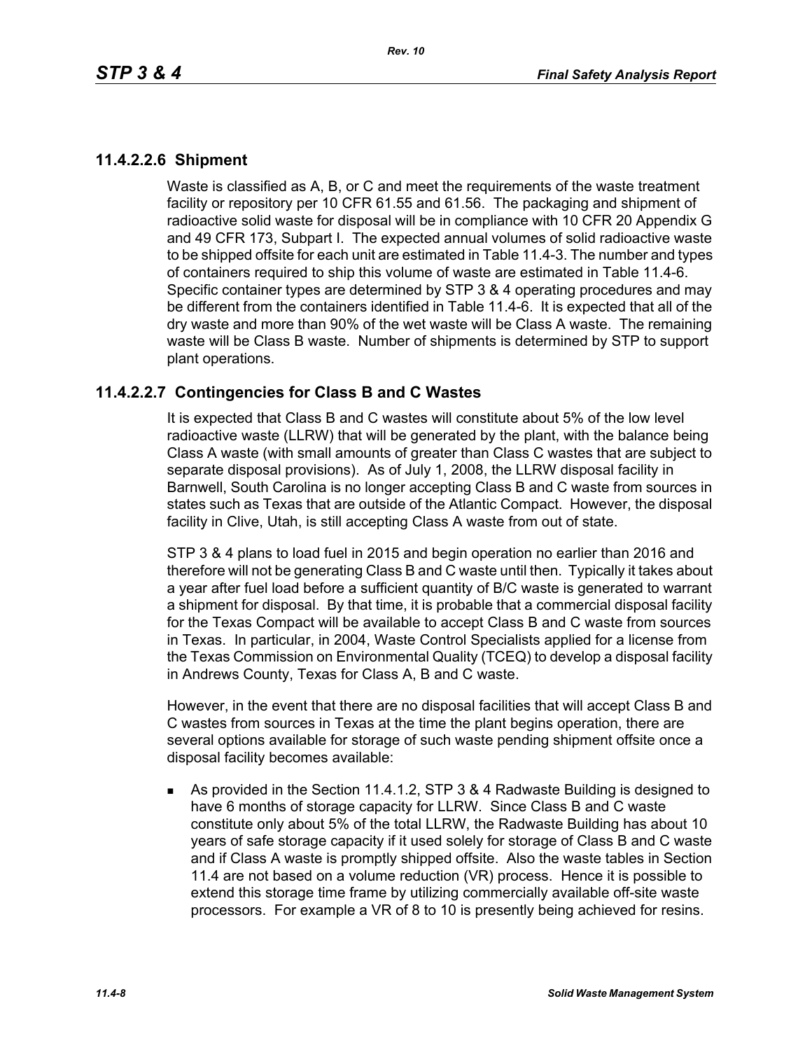### 11.4.2.2.6 Shipment

Waste is classified as A, B, or C and meet the requirements of the waste treatment facility or repository per 10 CFR 61.55 and 61.56. The packaging and shipment of radioactive solid waste for disposal will be in compliance with 10 CFR 20 Appendix G and 49 CFR 173, Subpart I. The expected annual volumes of solid radioactive waste to be shipped offsite for each unit are estimated in Table 11.4-3. The number and types of containers required to ship this volume of waste are estimated in Table 11.4-6. Specific container types are determined by STP 3 & 4 operating procedures and may be different from the containers identified in Table 11.4-6. It is expected that all of the dry waste and more than 90% of the wet waste will be Class A waste. The remaining waste will be Class B waste. Number of shipments is determined by STP to support plant operations.

### 11.4.2.2.7 Contingencies for Class B and C Wastes

It is expected that Class B and C wastes will constitute about 5% of the low level radioactive waste (LLRW) that will be generated by the plant, with the balance being Class A waste (with small amounts of greater than Class C wastes that are subject to separate disposal provisions). As of July 1, 2008, the LLRW disposal facility in Barnwell, South Carolina is no longer accepting Class B and C waste from sources in states such as Texas that are outside of the Atlantic Compact. However, the disposal facility in Clive, Utah, is still accepting Class A waste from out of state.

STP 3 & 4 plans to load fuel in 2015 and begin operation no earlier than 2016 and therefore will not be generating Class B and C waste until then. Typically it takes about a year after fuel load before a sufficient quantity of B/C waste is generated to warrant a shipment for disposal. By that time, it is probable that a commercial disposal facility for the Texas Compact will be available to accept Class B and C waste from sources in Texas. In particular, in 2004, Waste Control Specialists applied for a license from the Texas Commission on Environmental Quality (TCEQ) to develop a disposal facility in Andrews County, Texas for Class A, B and C waste.

However, in the event that there are no disposal facilities that will accept Class B and C wastes from sources in Texas at the time the plant begins operation, there are several options available for storage of such waste pending shipment offsite once a disposal facility becomes available:

- As provided in the Section 11.4.1.2, STP 3 & 4 Radwaste Building is designed to have 6 months of storage capacity for LLRW. Since Class B and C waste constitute only about 5% of the total LLRW, the Radwaste Building has about 10 years of safe storage capacity if it used solely for storage of Class B and C waste and if Class A waste is promptly shipped offsite. Also the waste tables in Section 11.4 are not based on a volume reduction (VR) process. Hence it is possible to extend this storage time frame by utilizing commercially available off-site waste processors. For example a VR of 8 to 10 is presently being achieved for resins.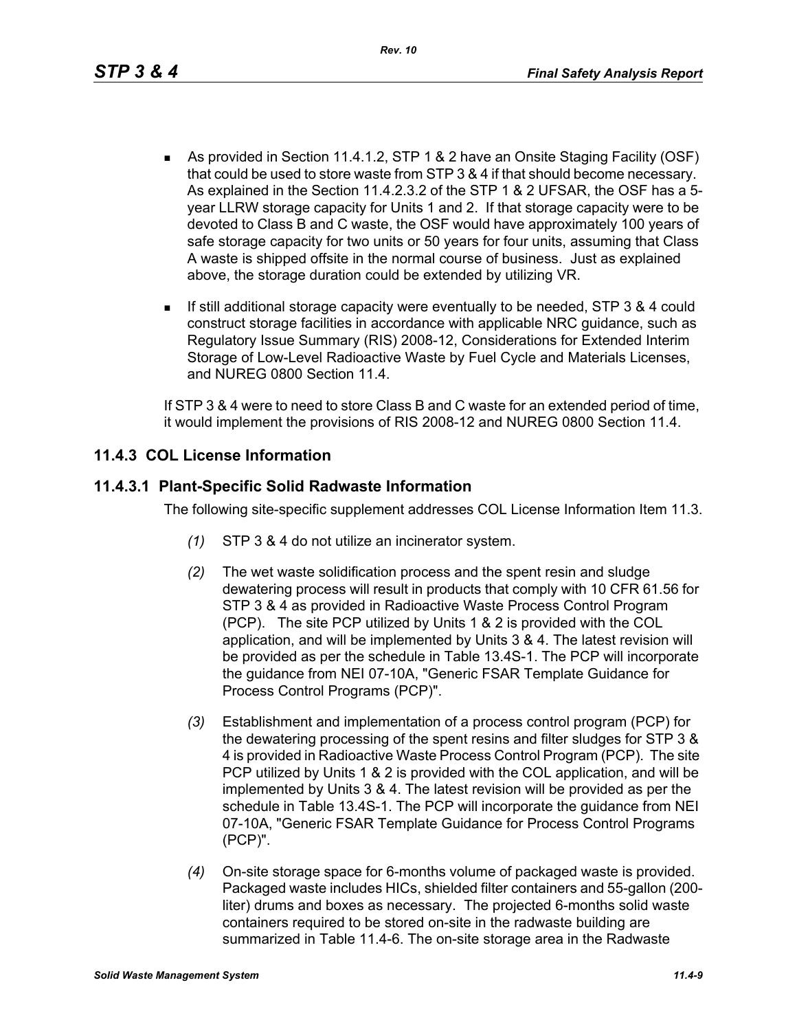- As provided in Section 11.4.1.2, STP 1 & 2 have an Onsite Staging Facility (OSF) that could be used to store waste from STP 3 & 4 if that should become necessary. As explained in the Section 11.4.2.3.2 of the STP 1 & 2 UFSAR, the OSF has a 5-year LLRW storage capacity for Units 1 and 2. If that storage capacity were to be devoted to Class B and C waste, the OSF would have approximately 100 years of safe storage capacity for two units or 50 years for four units, assuming that Class A waste is shipped offsite in the normal course of business. Just as explained above, the storage duration could be extended by utilizing VR.
- If still additional storage capacity were eventually to be needed, STP 3 & 4 could construct storage facilities in accordance with applicable NRC guidance, such as Regulatory Issue Summary (RIS) 2008-12, Considerations for Extended Interim Storage of Low-Level Radioactive Waste by Fuel Cycle and Materials Licenses, and NUREG 0800 Section 11.4.

If STP 3 & 4 were to need to store Class B and C waste for an extended period of time, it would implement the provisions of RIS 2008-12 and NUREG 0800 Section 11.4.

## 11.4.3 COL License Information

### 11.4.3.1 Plant-Specific Solid Radwaste Information

The following site-specific supplement addresses COL License Information Item 11.3.

*(1)* STP 3 & 4 do not utilize an incinerator system.

*(2)* The wet waste solidification process and the spent resin and sludge dewatering process will result in products that comply with 10 CFR 61.56 for STP 3 & 4 as provided in Radioactive Waste Process Control Program (PCP). The site PCP utilized by Units 1 & 2 is provided with the COL application, and will be implemented by Units 3 & 4. The latest revision will be provided as per the schedule in Table 13.4S-1. The PCP will incorporate the guidance from NEI 07-10A, "Generic FSAR Template Guidance for Process Control Programs (PCP)".

*(3)* Establishment and implementation of a process control program (PCP) for the dewatering processing of the spent resins and filter sludges for STP 3 & 4 is provided in Radioactive Waste Process Control Program (PCP). The site PCP utilized by Units 1 & 2 is provided with the COL application, and will be implemented by Units 3 & 4. The latest revision will be provided as per the schedule in Table 13.4S-1. The PCP will incorporate the guidance from NEI 07-10A, "Generic FSAR Template Guidance for Process Control Programs (PCP)".

*(4)* On-site storage space for 6-months volume of packaged waste is provided. Packaged waste includes HICs, shielded filter containers and 55-gallon (200-liter) drums and boxes as necessary. The projected 6-months solid waste containers required to be stored on-site in the radwaste building are summarized in Table 11.4-6. The on-site storage area in the Radwaste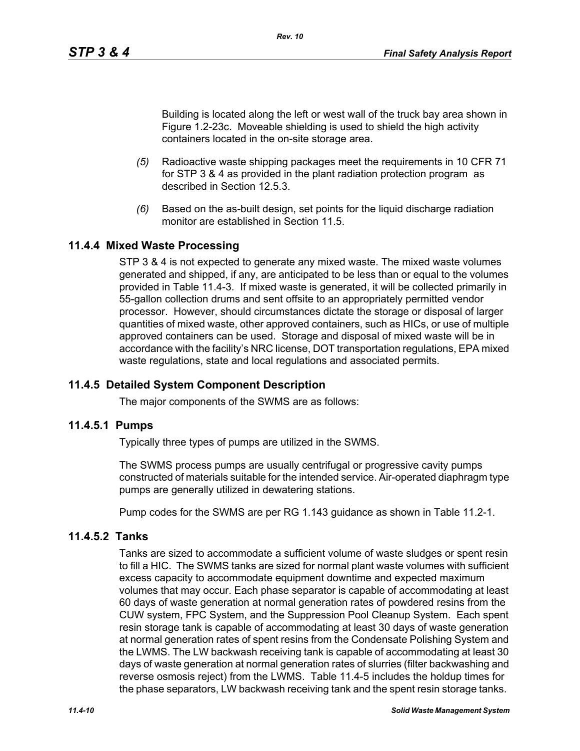Building is located along the left or west wall of the truck bay area shown in Figure 1.2-23c. Moveable shielding is used to shield the high activity containers located in the on-site storage area.

*(5)* Radioactive waste shipping packages meet the requirements in 10 CFR 71 for STP 3 & 4 as provided in the plant radiation protection program as described in Section 12.5.3.

*(6)* Based on the as-built design, set points for the liquid discharge radiation monitor are established in Section 11.5.

## 11.4.4 Mixed Waste Processing

STP 3 & 4 is not expected to generate any mixed waste. The mixed waste volumes generated and shipped, if any, are anticipated to be less than or equal to the volumes provided in Table 11.4-3. If mixed waste is generated, it will be collected primarily in 55-gallon collection drums and sent offsite to an appropriately permitted vendor processor. However, should circumstances dictate the storage or disposal of larger quantities of mixed waste, other approved containers, such as HICs, or use of multiple approved containers can be used. Storage and disposal of mixed waste will be in accordance with the facility's NRC license, DOT transportation regulations, EPA mixed waste regulations, state and local regulations and associated permits.

## 11.4.5 Detailed System Component Description

The major components of the SWMS are as follows:

### 11.4.5.1 Pumps

Typically three types of pumps are utilized in the SWMS.

The SWMS process pumps are usually centrifugal or progressive cavity pumps constructed of materials suitable for the intended service. Air-operated diaphragm type pumps are generally utilized in dewatering stations.

Pump codes for the SWMS are per RG 1.143 guidance as shown in Table 11.2-1.

### 11.4.5.2 Tanks

Tanks are sized to accommodate a sufficient volume of waste sludges or spent resin to fill a HIC. The SWMS tanks are sized for normal plant waste volumes with sufficient excess capacity to accommodate equipment downtime and expected maximum volumes that may occur. Each phase separator is capable of accommodating at least 60 days of waste generation at normal generation rates of powdered resins from the CUW system, FPC System, and the Suppression Pool Cleanup System. Each spent resin storage tank is capable of accommodating at least 30 days of waste generation at normal generation rates of spent resins from the Condensate Polishing System and the LWMS. The LW backwash receiving tank is capable of accommodating at least 30 days of waste generation at normal generation rates of slurries (filter backwashing and reverse osmosis reject) from the LWMS. Table 11.4-5 includes the holdup times for the phase separators, LW backwash receiving tank and the spent resin storage tanks.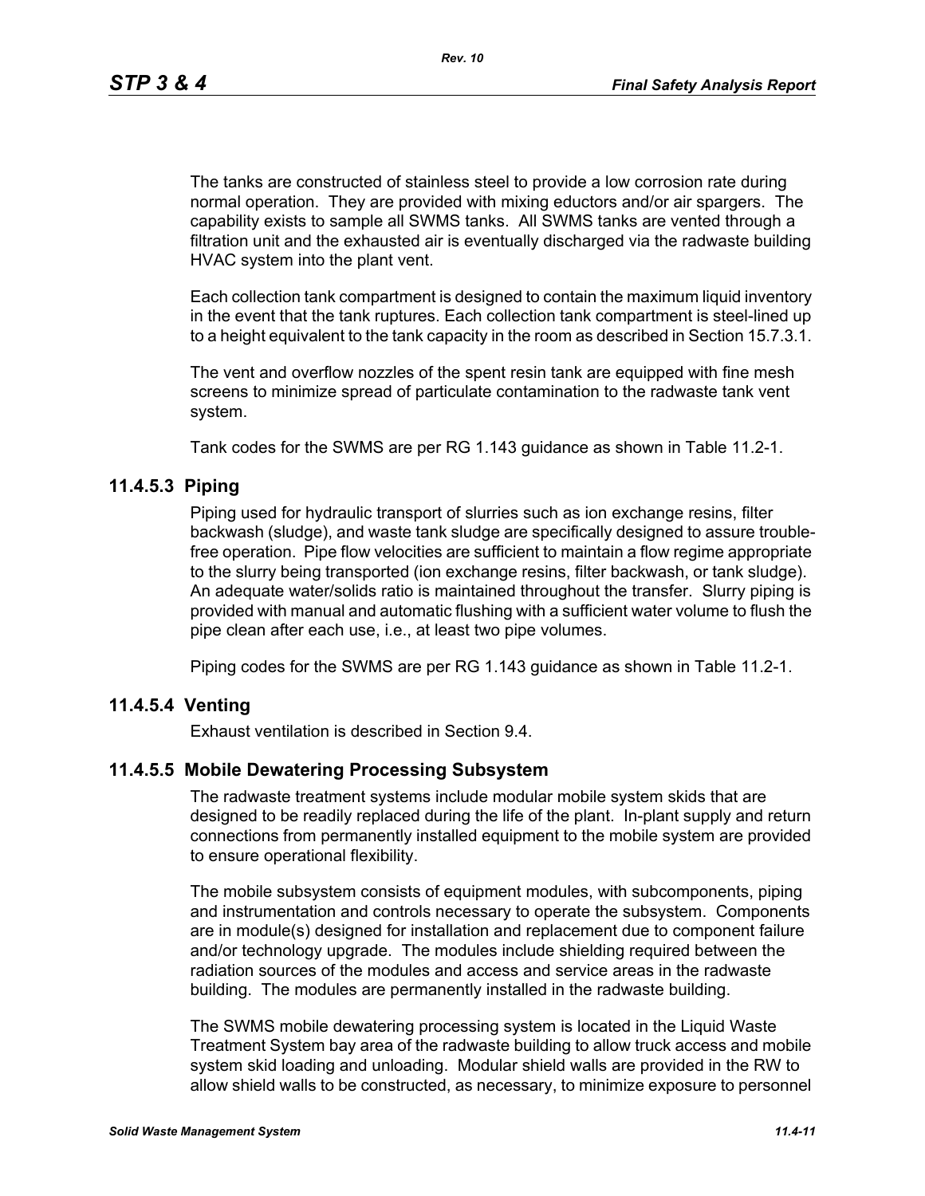The tanks are constructed of stainless steel to provide a low corrosion rate during normal operation. They are provided with mixing eductors and/or air spargers. The capability exists to sample all SWMS tanks. All SWMS tanks are vented through a filtration unit and the exhausted air is eventually discharged via the radwaste building HVAC system into the plant vent.

Each collection tank compartment is designed to contain the maximum liquid inventory in the event that the tank ruptures. Each collection tank compartment is steel-lined up to a height equivalent to the tank capacity in the room as described in Section 15.7.3.1.

The vent and overflow nozzles of the spent resin tank are equipped with fine mesh screens to minimize spread of particulate contamination to the radwaste tank vent system.

Tank codes for the SWMS are per RG 1.143 guidance as shown in Table 11.2-1.

### 11.4.5.3 Piping

Piping used for hydraulic transport of slurries such as ion exchange resins, filter backwash (sludge), and waste tank sludge are specifically designed to assure trouble-free operation. Pipe flow velocities are sufficient to maintain a flow regime appropriate to the slurry being transported (ion exchange resins, filter backwash, or tank sludge). An adequate water/solids ratio is maintained throughout the transfer. Slurry piping is provided with manual and automatic flushing with a sufficient water volume to flush the pipe clean after each use, i.e., at least two pipe volumes.

Piping codes for the SWMS are per RG 1.143 guidance as shown in Table 11.2-1.

### 11.4.5.4 Venting

Exhaust ventilation is described in Section 9.4.

### 11.4.5.5 Mobile Dewatering Processing Subsystem

The radwaste treatment systems include modular mobile system skids that are designed to be readily replaced during the life of the plant. In-plant supply and return connections from permanently installed equipment to the mobile system are provided to ensure operational flexibility.

The mobile subsystem consists of equipment modules, with subcomponents, piping and instrumentation and controls necessary to operate the subsystem. Components are in module(s) designed for installation and replacement due to component failure and/or technology upgrade. The modules include shielding required between the radiation sources of the modules and access and service areas in the radwaste building. The modules are permanently installed in the radwaste building.

The SWMS mobile dewatering processing system is located in the Liquid Waste Treatment System bay area of the radwaste building to allow truck access and mobile system skid loading and unloading. Modular shield walls are provided in the RW to allow shield walls to be constructed, as necessary, to minimize exposure to personnel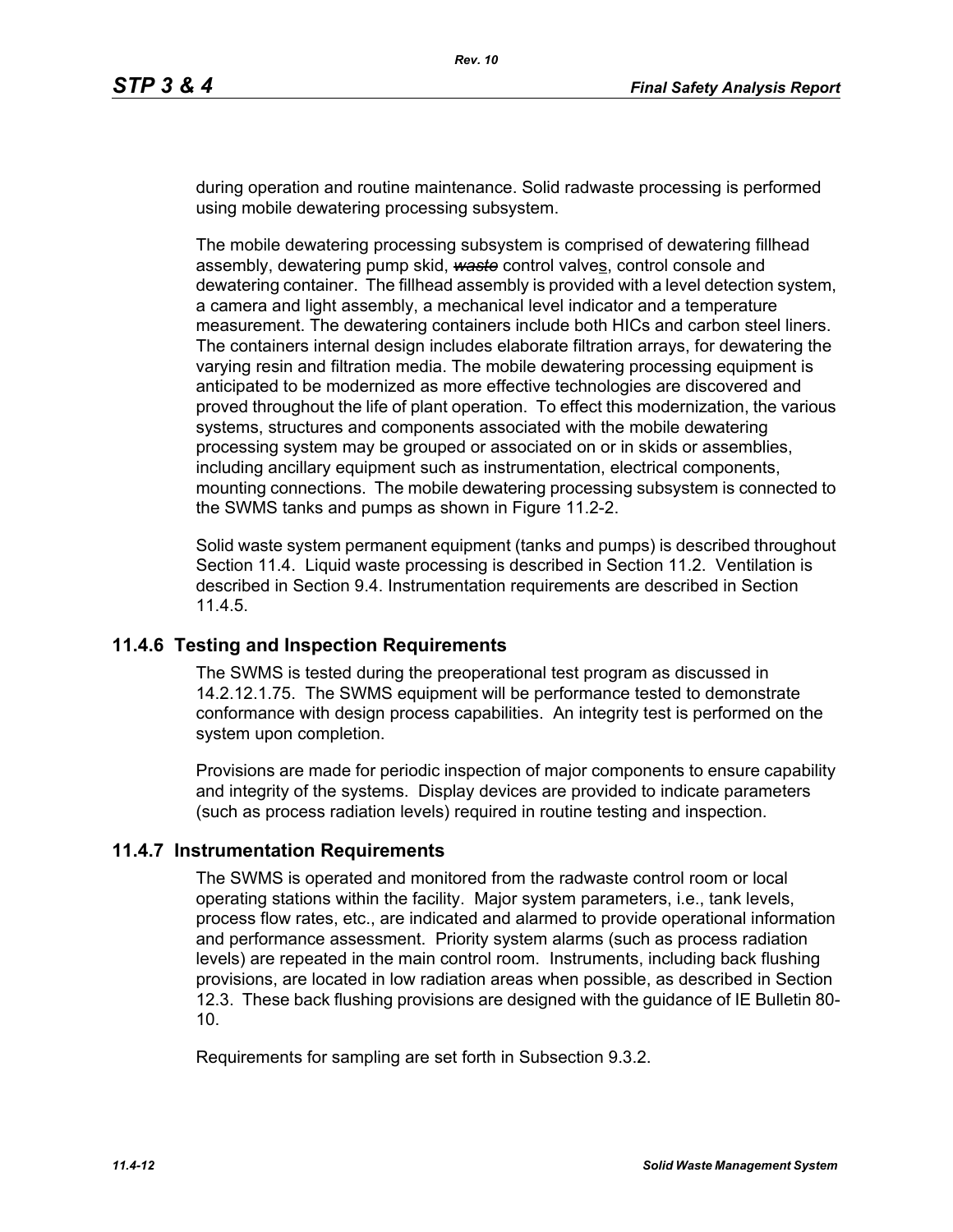during operation and routine maintenance. Solid radwaste processing is performed using mobile dewatering processing subsystem.

The mobile dewatering processing subsystem is comprised of dewatering fillhead assembly, dewatering pump skid, ~~*waste*~~ control valves, control console and dewatering container. The fillhead assembly is provided with a level detection system, a camera and light assembly, a mechanical level indicator and a temperature measurement. The dewatering containers include both HICs and carbon steel liners. The containers internal design includes elaborate filtration arrays, for dewatering the varying resin and filtration media. The mobile dewatering processing equipment is anticipated to be modernized as more effective technologies are discovered and proved throughout the life of plant operation. To effect this modernization, the various systems, structures and components associated with the mobile dewatering processing system may be grouped or associated on or in skids or assemblies, including ancillary equipment such as instrumentation, electrical components, mounting connections. The mobile dewatering processing subsystem is connected to the SWMS tanks and pumps as shown in Figure 11.2-2.

Solid waste system permanent equipment (tanks and pumps) is described throughout Section 11.4. Liquid waste processing is described in Section 11.2. Ventilation is described in Section 9.4. Instrumentation requirements are described in Section 11.4.5.

## 11.4.6 Testing and Inspection Requirements

The SWMS is tested during the preoperational test program as discussed in 14.2.12.1.75. The SWMS equipment will be performance tested to demonstrate conformance with design process capabilities. An integrity test is performed on the system upon completion.

Provisions are made for periodic inspection of major components to ensure capability and integrity of the systems. Display devices are provided to indicate parameters (such as process radiation levels) required in routine testing and inspection.

## 11.4.7 Instrumentation Requirements

The SWMS is operated and monitored from the radwaste control room or local operating stations within the facility. Major system parameters, i.e., tank levels, process flow rates, etc., are indicated and alarmed to provide operational information and performance assessment. Priority system alarms (such as process radiation levels) are repeated in the main control room. Instruments, including back flushing provisions, are located in low radiation areas when possible, as described in Section 12.3. These back flushing provisions are designed with the guidance of IE Bulletin 80-10.

Requirements for sampling are set forth in Subsection 9.3.2.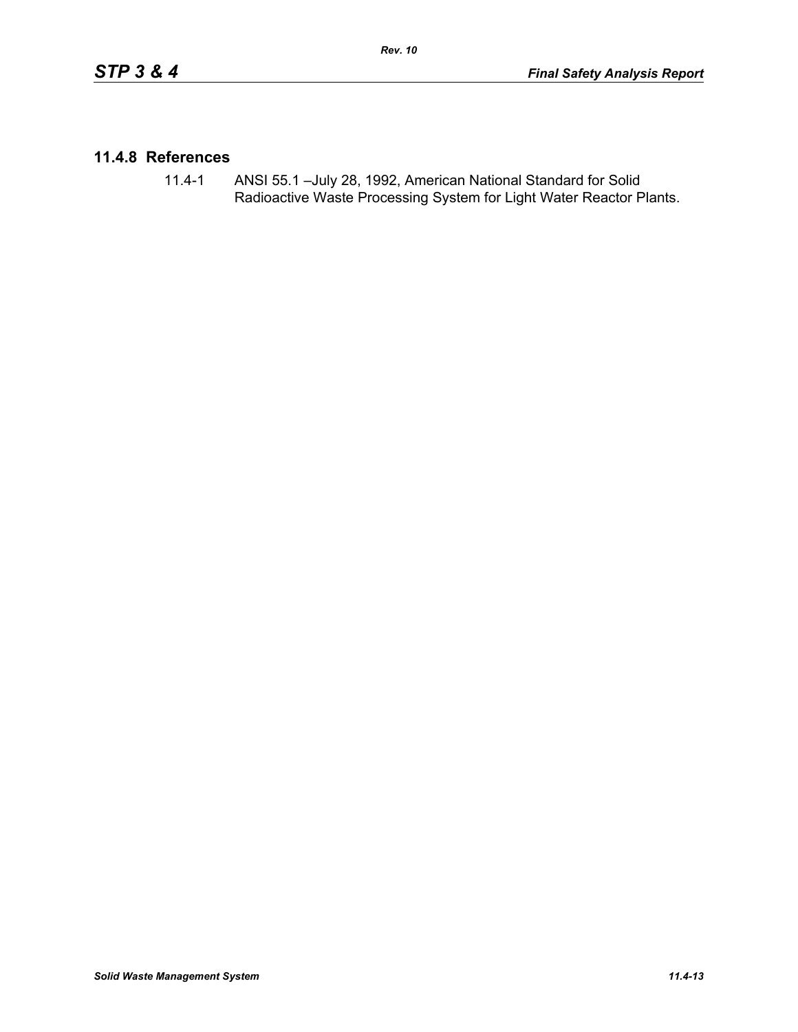### 11.4.8 References

11.4-1 ANSI 55.1 –July 28, 1992, American National Standard for Solid Radioactive Waste Processing System for Light Water Reactor Plants.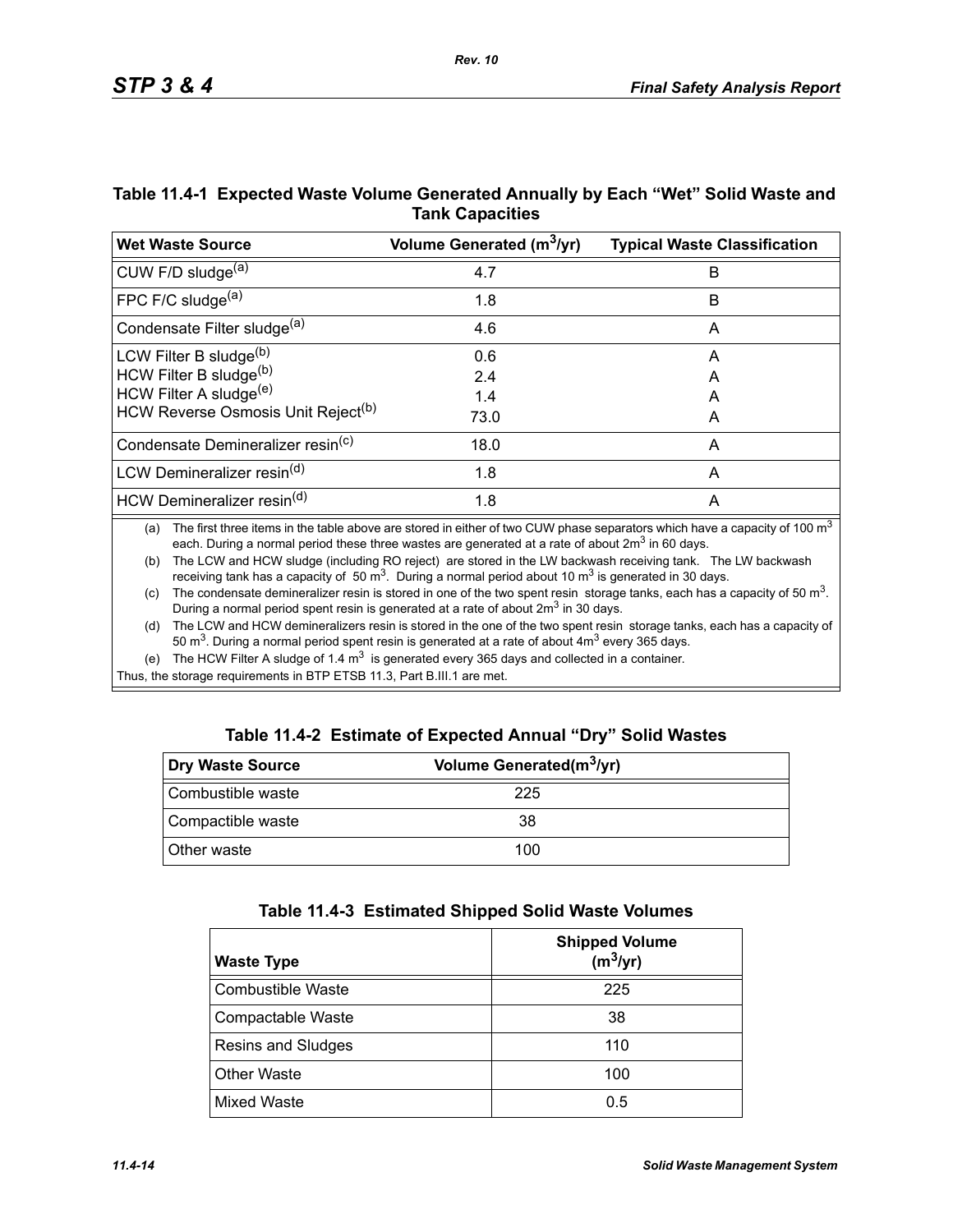## Table 11.4-1 Expected Waste Volume Generated Annually by Each "Wet" Solid Waste and Tank Capacities

| Wet Waste Source | Volume Generated ($m^3$/yr) | Typical Waste Classification |
|---|---|---|
| CUW F/D sludge[(a)] | 4.7 | B |
| FPC F/C sludge[(a)] | 1.8 | B |
| Condensate Filter sludge[(a)] | 4.6 | A |
| LCW Filter B sludge[(b)] | 0.6 | A |
| HCW Filter B sludge[(b)] | 2.4 | A |
| HCW Filter A sludge[(e)] | 1.4 | A |
| HCW Reverse Osmosis Unit Reject[(b)] | 73.0 | A |
| Condensate Demineralizer resin[(c)] | 18.0 | A |
| LCW Demineralizer resin[(d)] | 1.8 | A |
| HCW Demineralizer resin[(d)] | 1.8 | A |

(a) The first three items in the table above are stored in either of two CUW phase separators which have a capacity of 100 $m^3$ each. During a normal period these three wastes are generated at a rate of about 2$m^3$ in 60 days.

(b) The LCW and HCW sludge (including RO reject) are stored in the LW backwash receiving tank. The LW backwash receiving tank has a capacity of 50 $m^3$. During a normal period about 10 $m^3$ is generated in 30 days.

(c) The condensate demineralizer resin is stored in one of the two spent resin storage tanks, each has a capacity of 50 $m^3$. During a normal period spent resin is generated at a rate of about 2$m^3$ in 30 days.

(d) The LCW and HCW demineralizers resin is stored in the one of the two spent resin storage tanks, each has a capacity of 50 $m^3$. During a normal period spent resin is generated at a rate of about 4$m^3$ every 365 days.

(e) The HCW Filter A sludge of 1.4 $m^3$ is generated every 365 days and collected in a container.

Thus, the storage requirements in BTP ETSB 11.3, Part B.III.1 are met.

## Table 11.4-2 Estimate of Expected Annual "Dry" Solid Wastes

| Dry Waste Source | Volume Generated($m^3$/yr) |
|---|---|
| Combustible waste | 225 |
| Compactible waste | 38 |
| Other waste | 100 |

## Table 11.4-3 Estimated Shipped Solid Waste Volumes

| Waste Type | Shipped Volume ($m^3$/yr) |
|---|---|
| Combustible Waste | 225 |
| Compactable Waste | 38 |
| Resins and Sludges | 110 |
| Other Waste | 100 |
| Mixed Waste | 0.5 |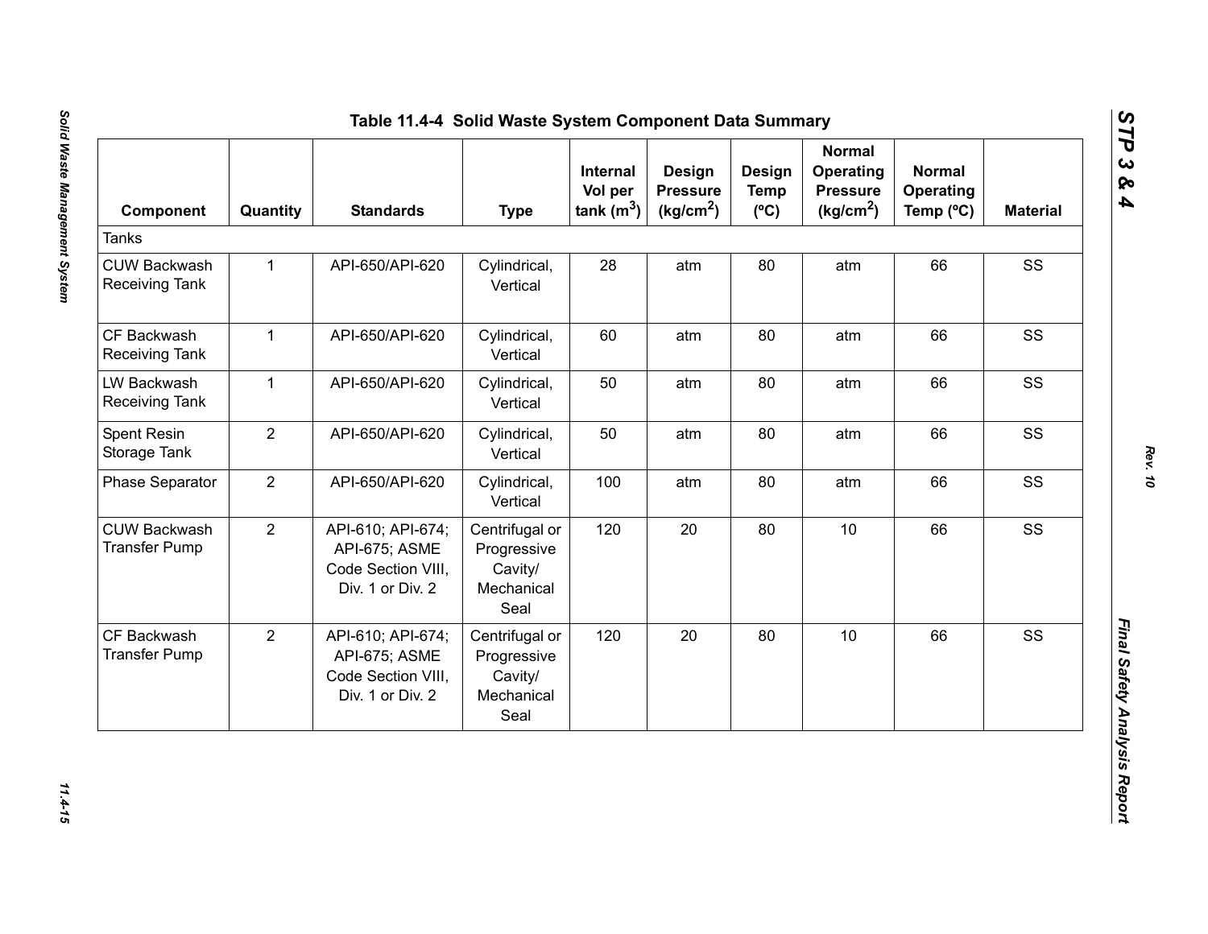## Table 11.4-4 Solid Waste System Component Data Summary

| Component | Quantity | Standards | Type | Internal Vol per tank ($m^3$) | Design Pressure ($kg/cm^2$) | Design Temp (ºC) | Normal Operating Pressure ($kg/cm^2$) | Normal Operating Temp (ºC) | Material |
|---|---|---|---|---|---|---|---|---|---|
| Tanks | | | | | | | | | |
| CUW Backwash Receiving Tank | 1 | API-650/API-620 | Cylindrical, Vertical | 28 | atm | 80 | atm | 66 | SS |
| CF Backwash Receiving Tank | 1 | API-650/API-620 | Cylindrical, Vertical | 60 | atm | 80 | atm | 66 | SS |
| LW Backwash Receiving Tank | 1 | API-650/API-620 | Cylindrical, Vertical | 50 | atm | 80 | atm | 66 | SS |
| Spent Resin Storage Tank | 2 | API-650/API-620 | Cylindrical, Vertical | 50 | atm | 80 | atm | 66 | SS |
| Phase Separator | 2 | API-650/API-620 | Cylindrical, Vertical | 100 | atm | 80 | atm | 66 | SS |
| CUW Backwash Transfer Pump | 2 | API-610; API-674; API-675; ASME Code Section VIII, Div. 1 or Div. 2 | Centrifugal or Progressive Cavity/ Mechanical Seal | 120 | 20 | 80 | 10 | 66 | SS |
| CF Backwash Transfer Pump | 2 | API-610; API-674; API-675; ASME Code Section VIII, Div. 1 or Div. 2 | Centrifugal or Progressive Cavity/ Mechanical Seal | 120 | 20 | 80 | 10 | 66 | SS |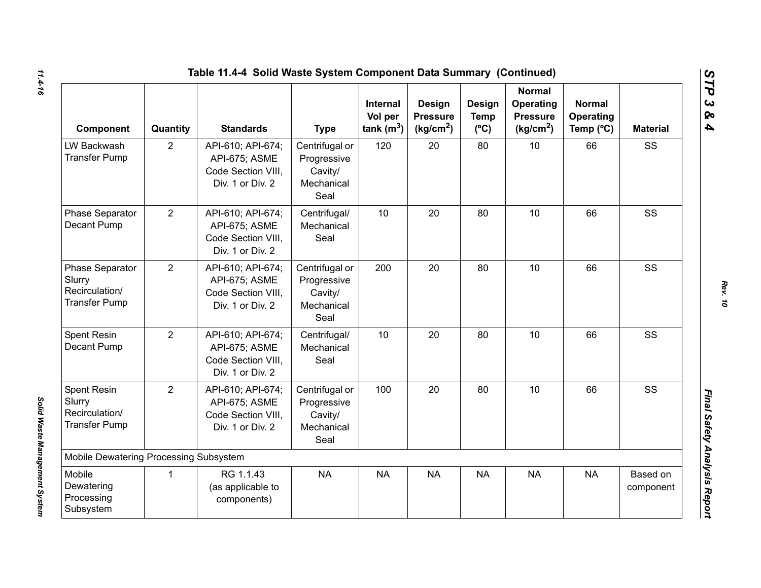**Table 11.4-4 Solid Waste System Component Data Summary (Continued)**

| Component | Quantity | Standards | Type | Internal Vol per tank ($m^3$) | Design Pressure ($kg/cm^2$) | Design Temp (ºC) | Normal Operating Pressure ($kg/cm^2$) | Normal Operating Temp (ºC) | Material |
|---|---|---|---|---|---|---|---|---|---|
| LW Backwash Transfer Pump | 2 | API-610; API-674; API-675; ASME Code Section VIII, Div. 1 or Div. 2 | Centrifugal or Progressive Cavity/ Mechanical Seal | 120 | 20 | 80 | 10 | 66 | SS |
| Phase Separator Decant Pump | 2 | API-610; API-674; API-675; ASME Code Section VIII, Div. 1 or Div. 2 | Centrifugal/ Mechanical Seal | 10 | 20 | 80 | 10 | 66 | SS |
| Phase Separator Slurry Recirculation/ Transfer Pump | 2 | API-610; API-674; API-675; ASME Code Section VIII, Div. 1 or Div. 2 | Centrifugal or Progressive Cavity/ Mechanical Seal | 200 | 20 | 80 | 10 | 66 | SS |
| Spent Resin Decant Pump | 2 | API-610; API-674; API-675; ASME Code Section VIII, Div. 1 or Div. 2 | Centrifugal/ Mechanical Seal | 10 | 20 | 80 | 10 | 66 | SS |
| Spent Resin Slurry Recirculation/ Transfer Pump | 2 | API-610; API-674; API-675; ASME Code Section VIII, Div. 1 or Div. 2 | Centrifugal or Progressive Cavity/ Mechanical Seal | 100 | 20 | 80 | 10 | 66 | SS |
| Mobile Dewatering Processing Subsystem | | | | | | | | | |
| Mobile Dewatering Processing Subsystem | 1 | RG 1.1.43 (as applicable to components) | NA | NA | NA | NA | NA | NA | Based on component |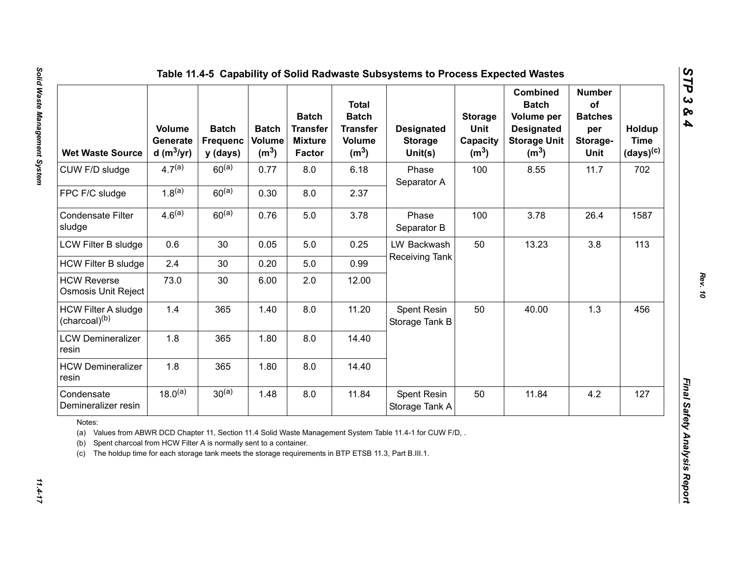## Table 11.4-5 Capability of Solid Radwaste Subsystems to Process Expected Wastes

| Wet Waste Source | Volume Generated ($m^3$/yr) | Batch Frequency (days) | Batch Volume ($m^3$) | Batch Transfer Mixture Factor | Total Batch Transfer Volume ($m^3$) | Designated Storage Unit(s) | Storage Unit Capacity ($m^3$) | Combined Batch Volume per Designated Storage Unit ($m^3$) | Number of Batches per Storage-Unit | Holdup Time (days)[c] |
|---|---|---|---|---|---|---|---|---|---|---|
| CUW F/D sludge | 4.7[a] | 60[a] | 0.77 | 8.0 | 6.18 | Phase Separator A | 100 | 8.55 | 11.7 | 702 |
| FPC F/C sludge | 1.8[a] | 60[a] | 0.30 | 8.0 | 2.37 | | | | | |
| Condensate Filter sludge | 4.6[a] | 60[a] | 0.76 | 5.0 | 3.78 | Phase Separator B | 100 | 3.78 | 26.4 | 1587 |
| LCW Filter B sludge | 0.6 | 30 | 0.05 | 5.0 | 0.25 | LW Backwash Receiving Tank | 50 | 13.23 | 3.8 | 113 |
| HCW Filter B sludge | 2.4 | 30 | 0.20 | 5.0 | 0.99 | | | | | |
| HCW Reverse Osmosis Unit Reject | 73.0 | 30 | 6.00 | 2.0 | 12.00 | | | | | |
| HCW Filter A sludge (charcoal)[b] | 1.4 | 365 | 1.40 | 8.0 | 11.20 | Spent Resin Storage Tank B | 50 | 40.00 | 1.3 | 456 |
| LCW Demineralizer resin | 1.8 | 365 | 1.80 | 8.0 | 14.40 | | | | | |
| HCW Demineralizer resin | 1.8 | 365 | 1.80 | 8.0 | 14.40 | | | | | |
| Condensate Demineralizer resin | 18.0[a] | 30[a] | 1.48 | 8.0 | 11.84 | Spent Resin Storage Tank A | 50 | 11.84 | 4.2 | 127 |

Notes:

(a) Values from ABWR DCD Chapter 11, Section 11.4 Solid Waste Management System Table 11.4-1 for CUW F/D, .

(b) Spent charcoal from HCW Filter A is normally sent to a container.

(c) The holdup time for each storage tank meets the storage requirements in BTP ETSB 11.3, Part B.III.1.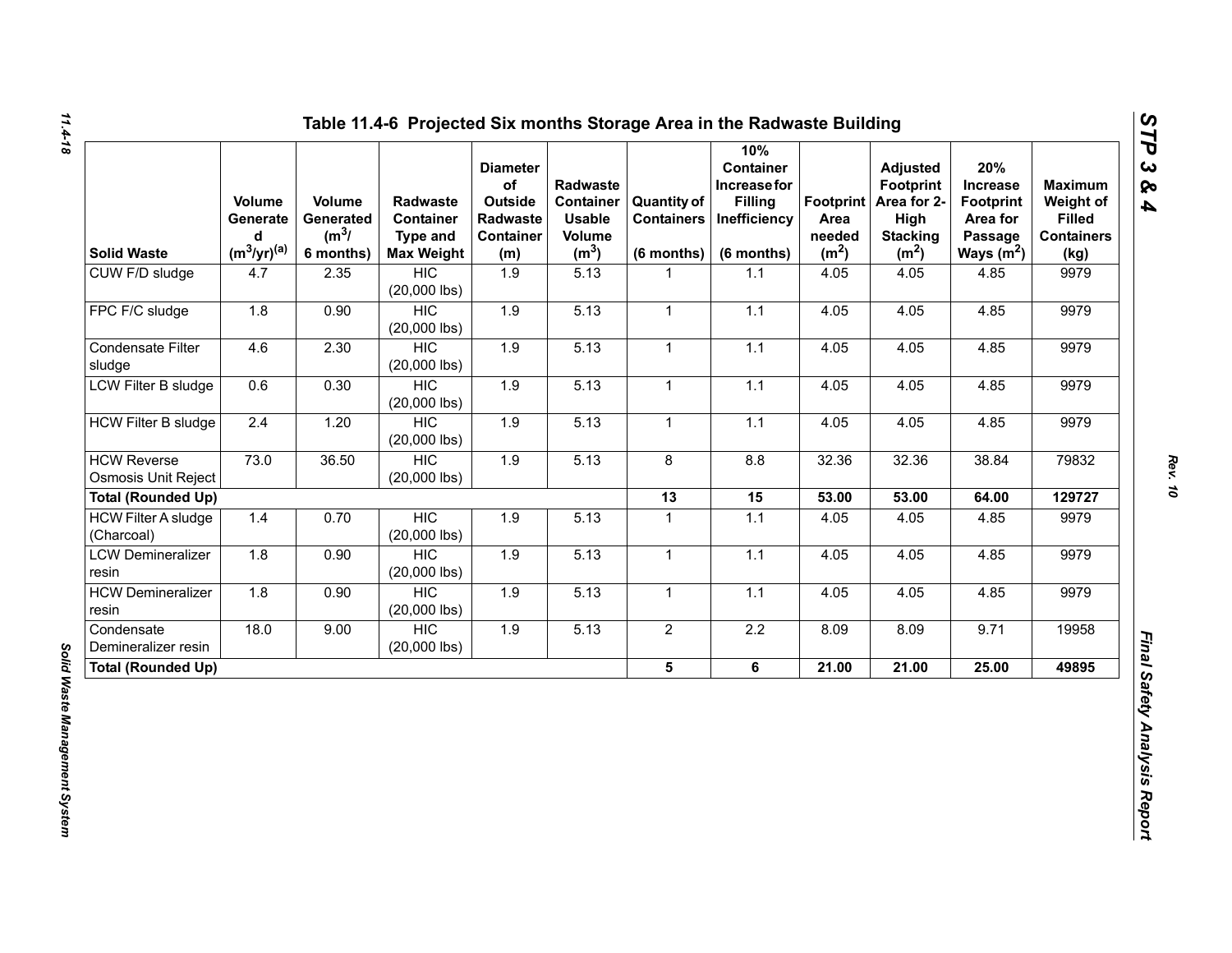# Table 11.4-6 Projected Six months Storage Area in the Radwaste Building

| Solid Waste | Volume Generated ($m^3$/yr)[a] | Volume Generated ($m^3$/ 6 months) | Radwaste Container Type and Max Weight | Diameter of Outside Radwaste Container (m) | Radwaste Container Usable Volume ($m^3$) | Quantity of Containers (6 months) | 10% Container Increase for Filling Inefficiency (6 months) | Footprint Area needed ($m^2$) | Adjusted Footprint Area for 2-High Stacking ($m^2$) | 20% Increase Footprint Area for Passage Ways ($m^2$) | Maximum Weight of Filled Containers (kg) |
|---|---|---|---|---|---|---|---|---|---|---|---|
| CUW F/D sludge | 4.7 | 2.35 | HIC (20,000 lbs) | 1.9 | 5.13 | 1 | 1.1 | 4.05 | 4.05 | 4.85 | 9979 |
| FPC F/C sludge | 1.8 | 0.90 | HIC (20,000 lbs) | 1.9 | 5.13 | 1 | 1.1 | 4.05 | 4.05 | 4.85 | 9979 |
| Condensate Filter sludge | 4.6 | 2.30 | HIC (20,000 lbs) | 1.9 | 5.13 | 1 | 1.1 | 4.05 | 4.05 | 4.85 | 9979 |
| LCW Filter B sludge | 0.6 | 0.30 | HIC (20,000 lbs) | 1.9 | 5.13 | 1 | 1.1 | 4.05 | 4.05 | 4.85 | 9979 |
| HCW Filter B sludge | 2.4 | 1.20 | HIC (20,000 lbs) | 1.9 | 5.13 | 1 | 1.1 | 4.05 | 4.05 | 4.85 | 9979 |
| HCW Reverse Osmosis Unit Reject | 73.0 | 36.50 | HIC (20,000 lbs) | 1.9 | 5.13 | 8 | 8.8 | 32.36 | 32.36 | 38.84 | 79832 |
| **Total (Rounded Up)** | | | | | | **13** | **15** | **53.00** | **53.00** | **64.00** | **129727** |
| HCW Filter A sludge (Charcoal) | 1.4 | 0.70 | HIC (20,000 lbs) | 1.9 | 5.13 | 1 | 1.1 | 4.05 | 4.05 | 4.85 | 9979 |
| LCW Demineralizer resin | 1.8 | 0.90 | HIC (20,000 lbs) | 1.9 | 5.13 | 1 | 1.1 | 4.05 | 4.05 | 4.85 | 9979 |
| HCW Demineralizer resin | 1.8 | 0.90 | HIC (20,000 lbs) | 1.9 | 5.13 | 1 | 1.1 | 4.05 | 4.05 | 4.85 | 9979 |
| Condensate Demineralizer resin | 18.0 | 9.00 | HIC (20,000 lbs) | 1.9 | 5.13 | 2 | 2.2 | 8.09 | 8.09 | 9.71 | 19958 |
| **Total (Rounded Up)** | | | | | | **5** | **6** | **21.00** | **21.00** | **25.00** | **49895** |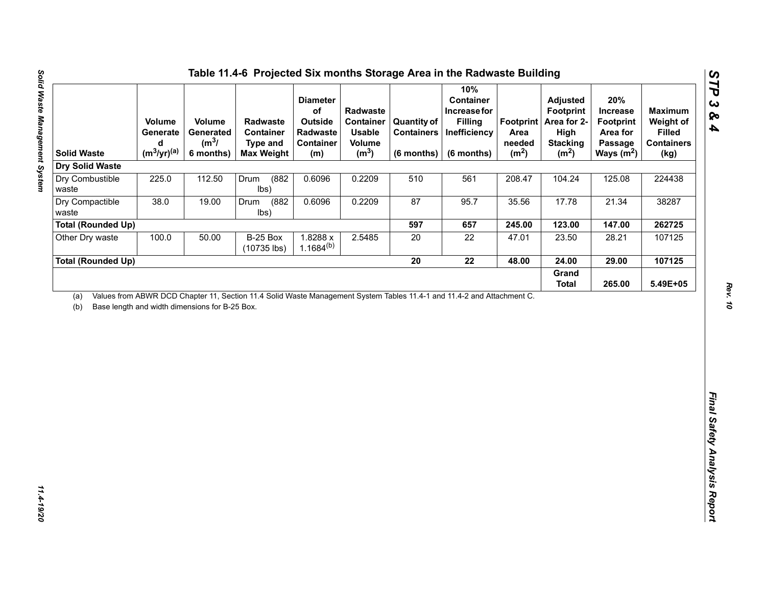# Table 11.4-6 Projected Six months Storage Area in the Radwaste Building

| Solid Waste | Volume Generated ($m^3$/yr)[(a)] | Volume Generated ($m^3$/ 6 months) | Radwaste Container Type and Max Weight | Diameter of Outside Radwaste Container (m) | Radwaste Container Usable Volume ($m^3$) | Quantity of Containers (6 months) | 10% Container Increase for Filling Inefficiency (6 months) | Footprint Area needed ($m^2$) | Adjusted Footprint Area for 2-High Stacking ($m^2$) | 20% Increase Footprint Area for Passage Ways ($m^2$) | Maximum Weight of Filled Containers (kg) |
|---|---|---|---|---|---|---|---|---|---|---|---|
| **Dry Solid Waste** | | | | | | | | | | | |
| Dry Combustible waste | 225.0 | 112.50 | Drum (882 lbs) | 0.6096 | 0.2209 | 510 | 561 | 208.47 | 104.24 | 125.08 | 224438 |
| Dry Compactible waste | 38.0 | 19.00 | Drum (882 lbs) | 0.6096 | 0.2209 | 87 | 95.7 | 35.56 | 17.78 | 21.34 | 38287 |
| **Total (Rounded Up)** | | | | | | **597** | **657** | **245.00** | **123.00** | **147.00** | **262725** |
| Other Dry waste | 100.0 | 50.00 | B-25 Box (10735 lbs) | 1.8288 x 1.1684[(b)] | 2.5485 | 20 | 22 | 47.01 | 23.50 | 28.21 | 107125 |
| **Total (Rounded Up)** | | | | | | **20** | **22** | **48.00** | **24.00** | **29.00** | **107125** |
| | | | | | | | | | **Grand Total** | **265.00** | **5.49E+05** |

(a) Values from ABWR DCD Chapter 11, Section 11.4 Solid Waste Management System Tables 11.4-1 and 11.4-2 and Attachment C.

(b) Base length and width dimensions for B-25 Box.